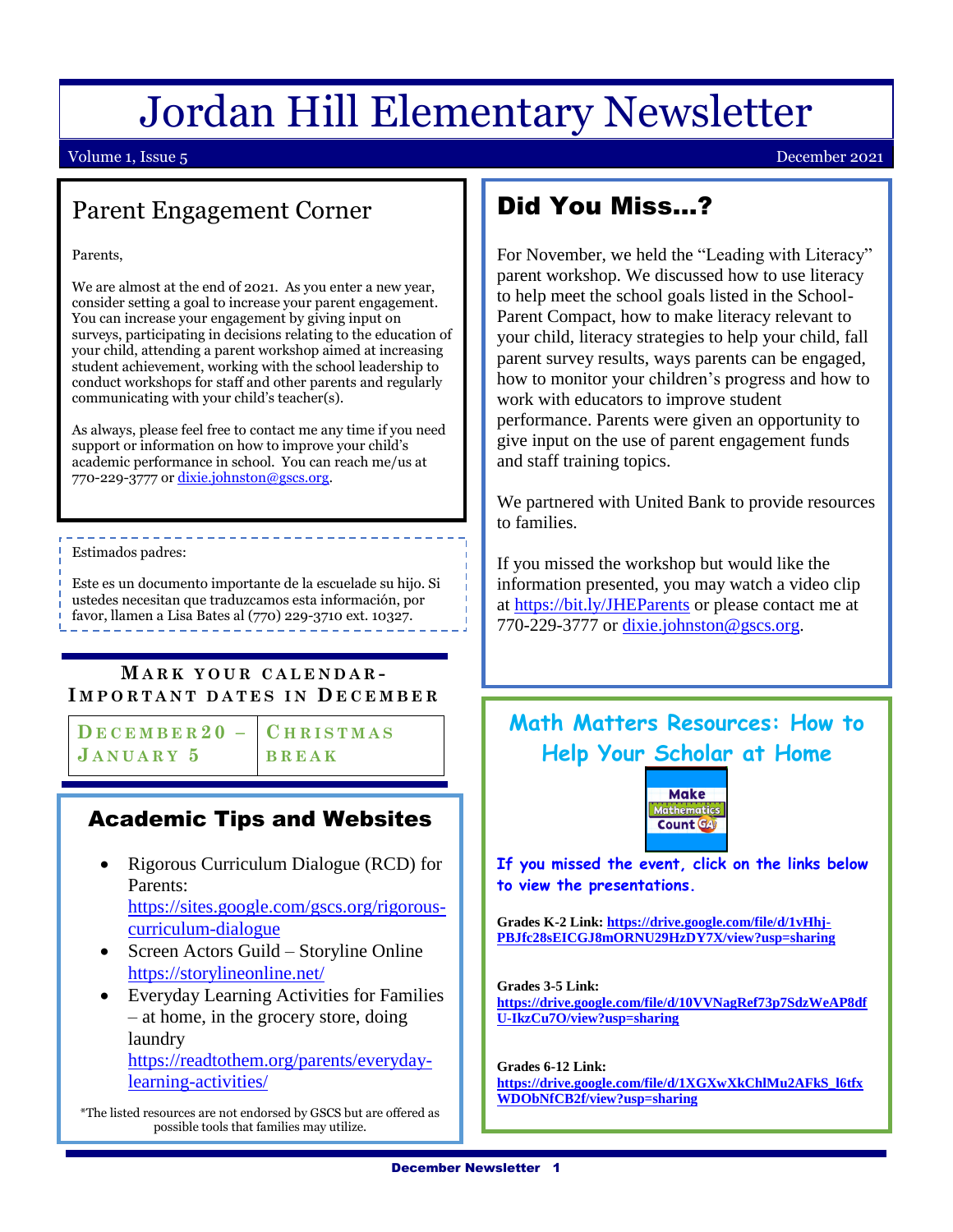# Jordan Hill Elementary Newsletter

Volume 1, Issue 5 December 2021

## Parent Engagement Corner

Parents,

We are almost at the end of 2021. As you enter a new year, consider setting a goal to increase your parent engagement. You can increase your engagement by giving input on surveys, participating in decisions relating to the education of your child, attending a parent workshop aimed at increasing student achievement, working with the school leadership to conduct workshops for staff and other parents and regularly communicating with your child's teacher(s).

As always, please feel free to contact me any time if you need support or information on how to improve your child's academic performance in school. You can reach me/us at 770-229-3777 or dixie.johnston@gscs.org.

Estimados padres:

Este es un documento importante de la escuelade su hijo. Si ustedes necesitan que traduzcamos esta información, por favor, llamen a Lisa Bates al (770) 229-3710 ext. 10327.

### Mark your calendar- Important dates in December

| December 20 – January 5 | Christmas Break |
|---|---|

## Academic Tips and Websites

- Rigorous Curriculum Dialogue (RCD) for Parents: https://sites.google.com/gscs.org/rigorous-curriculum-dialogue
- Screen Actors Guild – Storyline Online https://storylineonline.net/
- Everyday Learning Activities for Families – at home, in the grocery store, doing laundry https://readtothem.org/parents/everyday-learning-activities/

*The listed resources are not endorsed by GSCS but are offered as possible tools that families may utilize.

## Did You Miss…?

For November, we held the "Leading with Literacy" parent workshop. We discussed how to use literacy to help meet the school goals listed in the School-Parent Compact, how to make literacy relevant to your child, literacy strategies to help your child, fall parent survey results, ways parents can be engaged, how to monitor your children's progress and how to work with educators to improve student performance. Parents were given an opportunity to give input on the use of parent engagement funds and staff training topics.

We partnered with United Bank to provide resources to families.

If you missed the workshop but would like the information presented, you may watch a video clip at https://bit.ly/JHEParents or please contact me at 770-229-3777 or dixie.johnston@gscs.org.

## Math Matters Resources: How to Help Your Scholar at Home

Make Mathematics Count GA

***If you missed the event, click on the links below to view the presentations.***

**Grades K-2 Link: https://drive.google.com/file/d/1vHhj-PBJfc28sEICGJ8mORNU29HzDY7X/view?usp=sharing**

**Grades 3-5 Link: https://drive.google.com/file/d/10VVNagRef73p7SdzWeAP8dfU-IkzCu7O/view?usp=sharing**

**Grades 6-12 Link: https://drive.google.com/file/d/1XGXwXkChlMu2AFkS_l6tfxWDObNfCB2f/view?usp=sharing**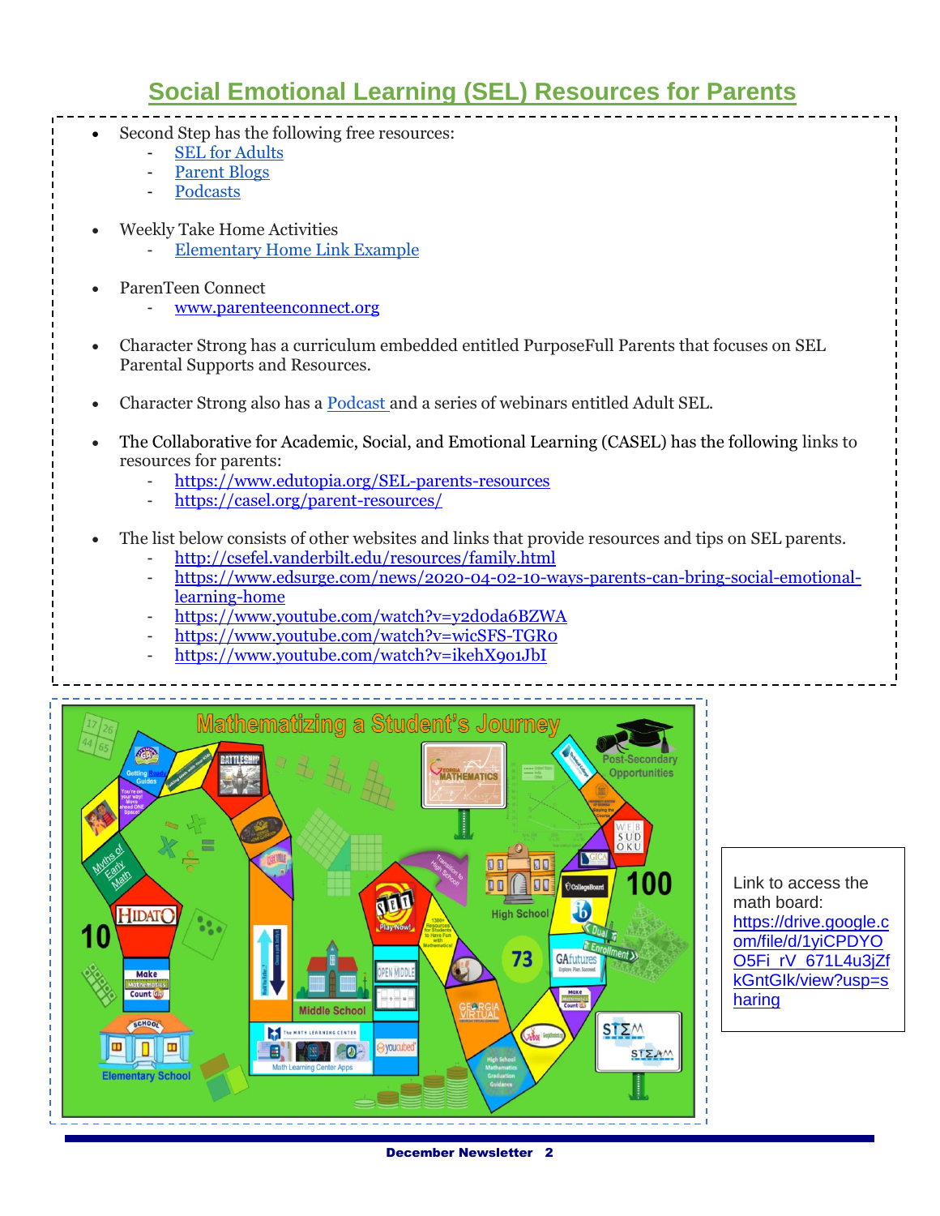# Social Emotional Learning (SEL) Resources for Parents

- Second Step has the following free resources:
  - SEL for Adults
  - Parent Blogs
  - Podcasts

- Weekly Take Home Activities
  - Elementary Home Link Example

- ParenTeen Connect
  - www.parenteenconnect.org

- Character Strong has a curriculum embedded entitled PurposeFull Parents that focuses on SEL Parental Supports and Resources.

- Character Strong also has a Podcast and a series of webinars entitled Adult SEL.

- The Collaborative for Academic, Social, and Emotional Learning (CASEL) has the following links to resources for parents:
  - https://www.edutopia.org/SEL-parents-resources
  - https://casel.org/parent-resources/

- The list below consists of other websites and links that provide resources and tips on SEL parents.
  - http://csefel.vanderbilt.edu/resources/family.html
  - https://www.edsurge.com/news/2020-04-02-10-ways-parents-can-bring-social-emotional-learning-home
  - https://www.youtube.com/watch?v=y2d0da6BZWA
  - https://www.youtube.com/watch?v=wicSFS-TGR0
  - https://www.youtube.com/watch?v=ikehX901JbI

Mathematizing a Student's Journey

Link to access the math board: https://drive.google.com/file/d/1yiCPDYOO5Fi_rV_671L4u3jZfkGntGIk/view?usp=sharing